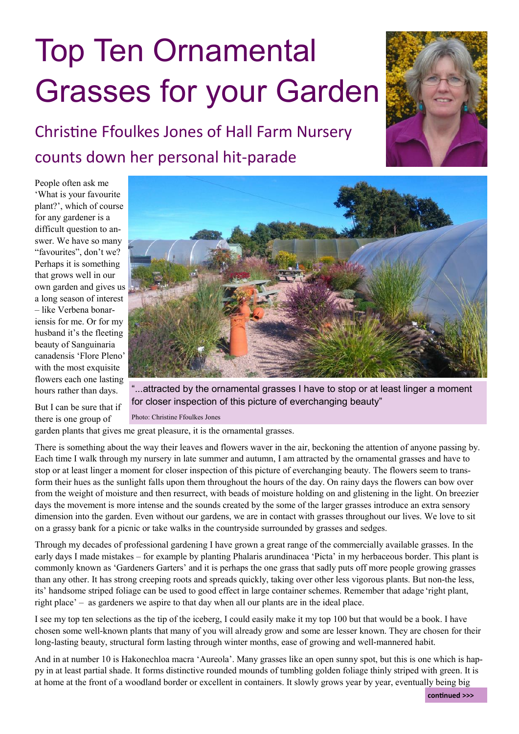# Top Ten Ornamental Grasses for your Garden

## Christine Ffoulkes Jones of Hall Farm Nursery counts down her personal hit-parade

People often ask me 'What is your favourite plant?', which of course for any gardener is a difficult question to answer. We have so many "favourites", don't we? Perhaps it is something that grows well in our own garden and gives us a long season of interest – like Verbena bonariensis for me. Or for my husband it's the fleeting beauty of Sanguinaria canadensis 'Flore Pleno' with the most exquisite flowers each one lasting hours rather than days.

"...attracted by the ornamental grasses I have to stop or at least linger a moment for closer inspection of this picture of everchanging beauty"

Photo: Christine Ffoulkes Jones

But I can be sure that if there is one group of garden plants that gives me great pleasure, it is the ornamental grasses.

There is something about the way their leaves and flowers waver in the air, beckoning the attention of anyone passing by. Each time I walk through my nursery in late summer and autumn, I am attracted by the ornamental grasses and have to stop or at least linger a moment for closer inspection of this picture of everchanging beauty. The flowers seem to transform their hues as the sunlight falls upon them throughout the hours of the day. On rainy days the flowers can bow over from the weight of moisture and then resurrect, with beads of moisture holding on and glistening in the light. On breezier days the movement is more intense and the sounds created by the some of the larger grasses introduce an extra sensory dimension into the garden. Even without our gardens, we are in contact with grasses throughout our lives. We love to sit on a grassy bank for a picnic or take walks in the countryside surrounded by grasses and sedges.

Through my decades of professional gardening I have grown a great range of the commercially available grasses. In the early days I made mistakes – for example by planting Phalaris arundinacea 'Picta' in my herbaceous border. This plant is commonly known as 'Gardeners Garters' and it is perhaps the one grass that sadly puts off more people growing grasses than any other. It has strong creeping roots and spreads quickly, taking over other less vigorous plants. But non-the less, its' handsome striped foliage can be used to good effect in large container schemes. Remember that adage 'right plant, right place' – as gardeners we aspire to that day when all our plants are in the ideal place.

I see my top ten selections as the tip of the iceberg, I could easily make it my top 100 but that would be a book. I have chosen some well-known plants that many of you will already grow and some are lesser known. They are chosen for their long-lasting beauty, structural form lasting through winter months, ease of growing and well-mannered habit.

And in at number 10 is Hakonechloa macra 'Aureola'. Many grasses like an open sunny spot, but this is one which is happy in at least partial shade. It forms distinctive rounded mounds of tumbling golden foliage thinly striped with green. It is at home at the front of a woodland border or excellent in containers. It slowly grows year by year, eventually being big

continued >>>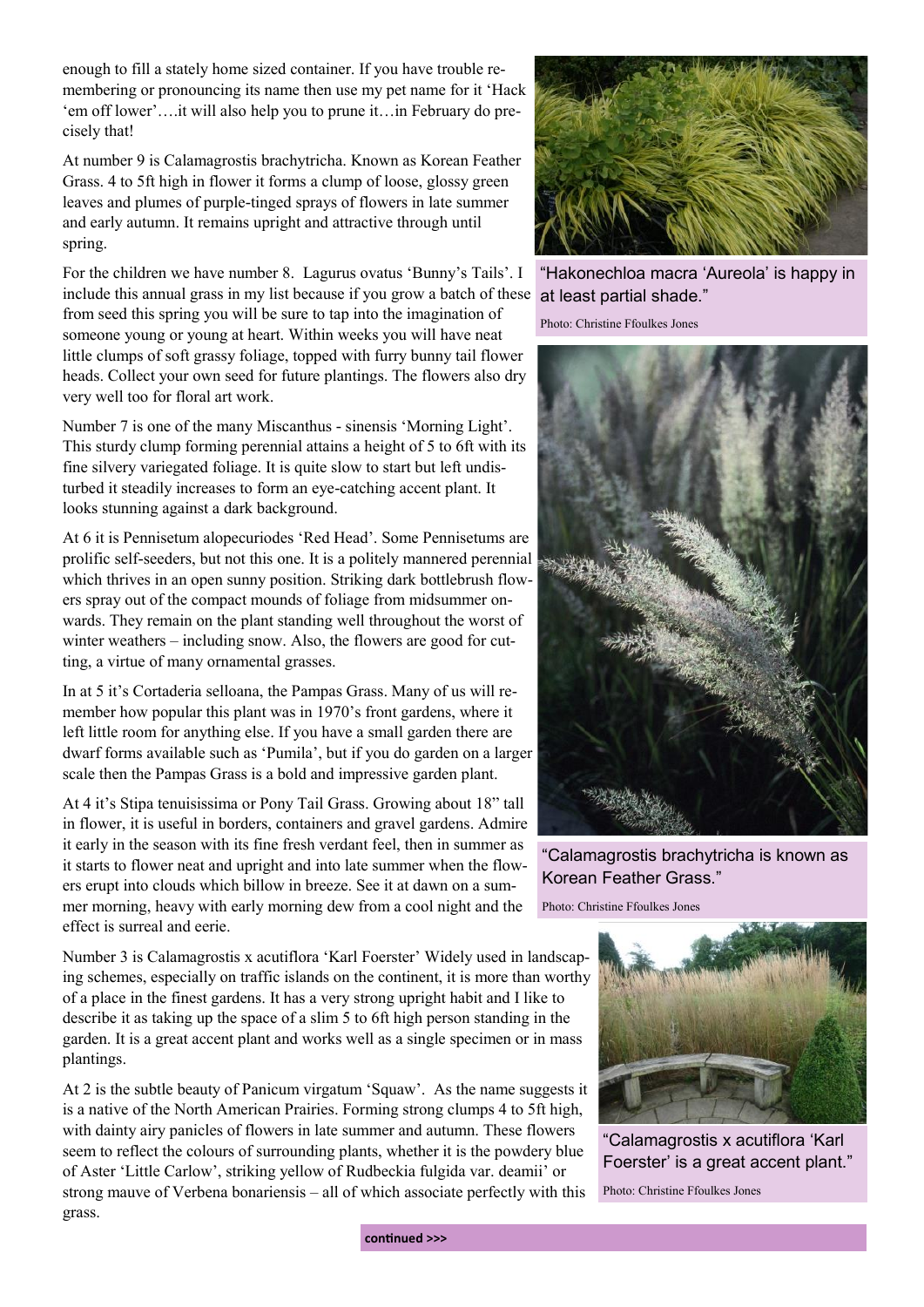enough to fill a stately home sized container. If you have trouble remembering or pronouncing its name then use my pet name for it 'Hack 'em off lower'….it will also help you to prune it…in February do precisely that!

At number 9 is Calamagrostis brachytricha. Known as Korean Feather Grass. 4 to 5ft high in flower it forms a clump of loose, glossy green leaves and plumes of purple-tinged sprays of flowers in late summer and early autumn. It remains upright and attractive through until spring.

For the children we have number 8. Lagurus ovatus 'Bunny's Tails'. I include this annual grass in my list because if you grow a batch of these from seed this spring you will be sure to tap into the imagination of someone young or young at heart. Within weeks you will have neat little clumps of soft grassy foliage, topped with furry bunny tail flower heads. Collect your own seed for future plantings. The flowers also dry very well too for floral art work.

Number 7 is one of the many Miscanthus - sinensis 'Morning Light'. This sturdy clump forming perennial attains a height of 5 to 6ft with its fine silvery variegated foliage. It is quite slow to start but left undisturbed it steadily increases to form an eye-catching accent plant. It looks stunning against a dark background.

At 6 it is Pennisetum alopecuriodes 'Red Head'. Some Pennisetums are prolific self-seeders, but not this one. It is a politely mannered perennial which thrives in an open sunny position. Striking dark bottlebrush flowers spray out of the compact mounds of foliage from midsummer onwards. They remain on the plant standing well throughout the worst of winter weathers – including snow. Also, the flowers are good for cutting, a virtue of many ornamental grasses.

In at 5 it's Cortaderia selloana, the Pampas Grass. Many of us will remember how popular this plant was in 1970's front gardens, where it left little room for anything else. If you have a small garden there are dwarf forms available such as 'Pumila', but if you do garden on a larger scale then the Pampas Grass is a bold and impressive garden plant.

At 4 it's Stipa tenuisissima or Pony Tail Grass. Growing about 18" tall in flower, it is useful in borders, containers and gravel gardens. Admire it early in the season with its fine fresh verdant feel, then in summer as it starts to flower neat and upright and into late summer when the flowers erupt into clouds which billow in breeze. See it at dawn on a summer morning, heavy with early morning dew from a cool night and the effect is surreal and eerie.

Number 3 is Calamagrostis x acutiflora 'Karl Foerster' Widely used in landscaping schemes, especially on traffic islands on the continent, it is more than worthy of a place in the finest gardens. It has a very strong upright habit and I like to describe it as taking up the space of a slim 5 to 6ft high person standing in the garden. It is a great accent plant and works well as a single specimen or in mass plantings.

At 2 is the subtle beauty of Panicum virgatum 'Squaw'. As the name suggests it is a native of the North American Prairies. Forming strong clumps 4 to 5ft high, with dainty airy panicles of flowers in late summer and autumn. These flowers seem to reflect the colours of surrounding plants, whether it is the powdery blue of Aster 'Little Carlow', striking yellow of Rudbeckia fulgida var. deamii' or strong mauve of Verbena bonariensis – all of which associate perfectly with this grass.

"Hakonechloa macra 'Aureola' is happy in at least partial shade."

Photo: Christine Ffoulkes Jones

"Calamagrostis brachytricha is known as Korean Feather Grass."

Photo: Christine Ffoulkes Jones

"Calamagrostis x acutiflora 'Karl Foerster' is a great accent plant."

Photo: Christine Ffoulkes Jones

**continued >>>**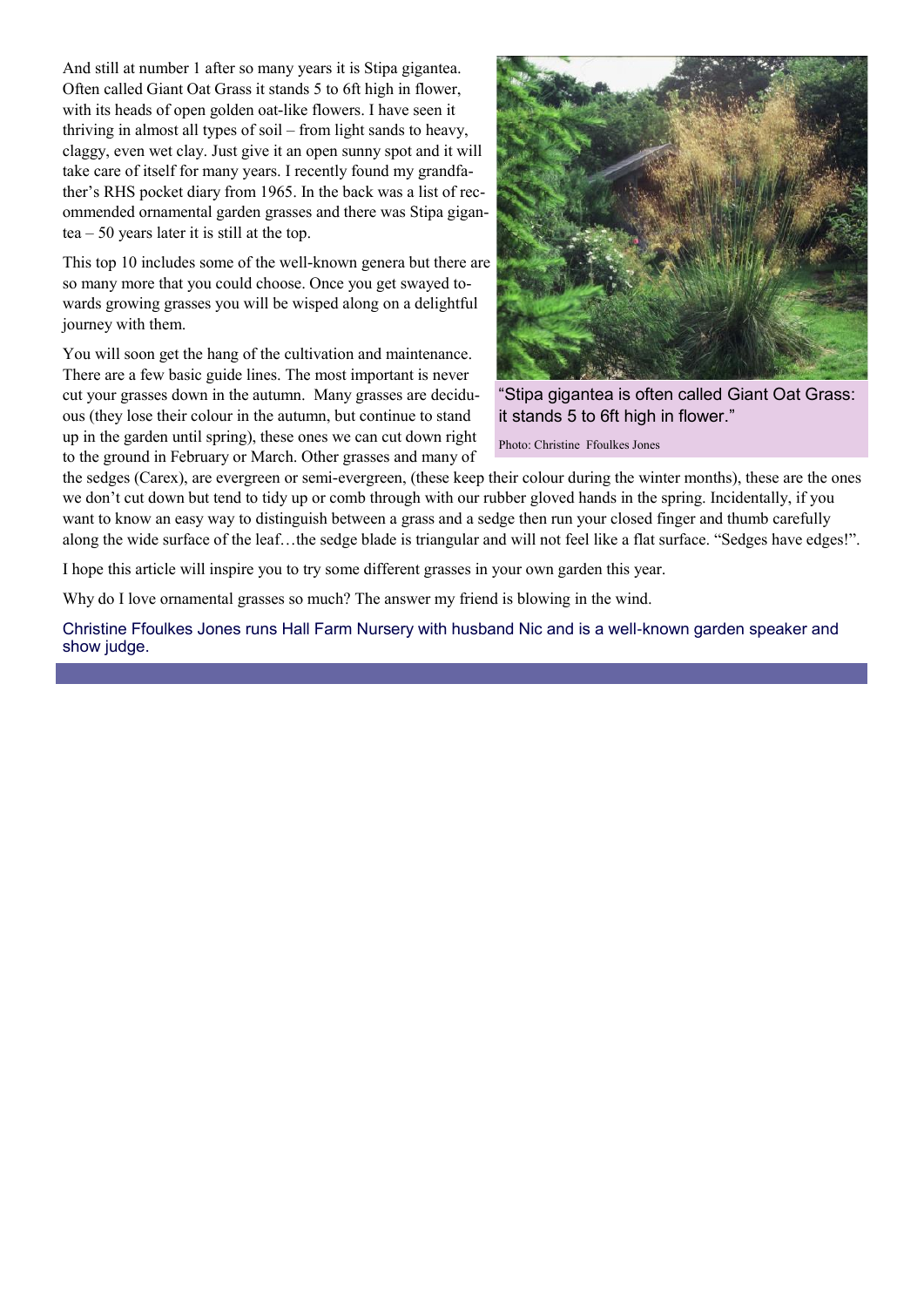And still at number 1 after so many years it is Stipa gigantea. Often called Giant Oat Grass it stands 5 to 6ft high in flower, with its heads of open golden oat-like flowers. I have seen it thriving in almost all types of soil – from light sands to heavy, claggy, even wet clay. Just give it an open sunny spot and it will take care of itself for many years. I recently found my grandfather's RHS pocket diary from 1965. In the back was a list of recommended ornamental garden grasses and there was Stipa gigantea – 50 years later it is still at the top.

"Stipa gigantea is often called Giant Oat Grass: it stands 5 to 6ft high in flower."

Photo: Christine Ffoulkes Jones

This top 10 includes some of the well-known genera but there are so many more that you could choose. Once you get swayed towards growing grasses you will be wisped along on a delightful journey with them.

You will soon get the hang of the cultivation and maintenance. There are a few basic guide lines. The most important is never cut your grasses down in the autumn. Many grasses are deciduous (they lose their colour in the autumn, but continue to stand up in the garden until spring), these ones we can cut down right to the ground in February or March. Other grasses and many of the sedges (Carex), are evergreen or semi-evergreen, (these keep their colour during the winter months), these are the ones we don't cut down but tend to tidy up or comb through with our rubber gloved hands in the spring. Incidentally, if you want to know an easy way to distinguish between a grass and a sedge then run your closed finger and thumb carefully along the wide surface of the leaf…the sedge blade is triangular and will not feel like a flat surface. "Sedges have edges!".

I hope this article will inspire you to try some different grasses in your own garden this year.

Why do I love ornamental grasses so much? The answer my friend is blowing in the wind.

Christine Ffoulkes Jones runs Hall Farm Nursery with husband Nic and is a well-known garden speaker and show judge.